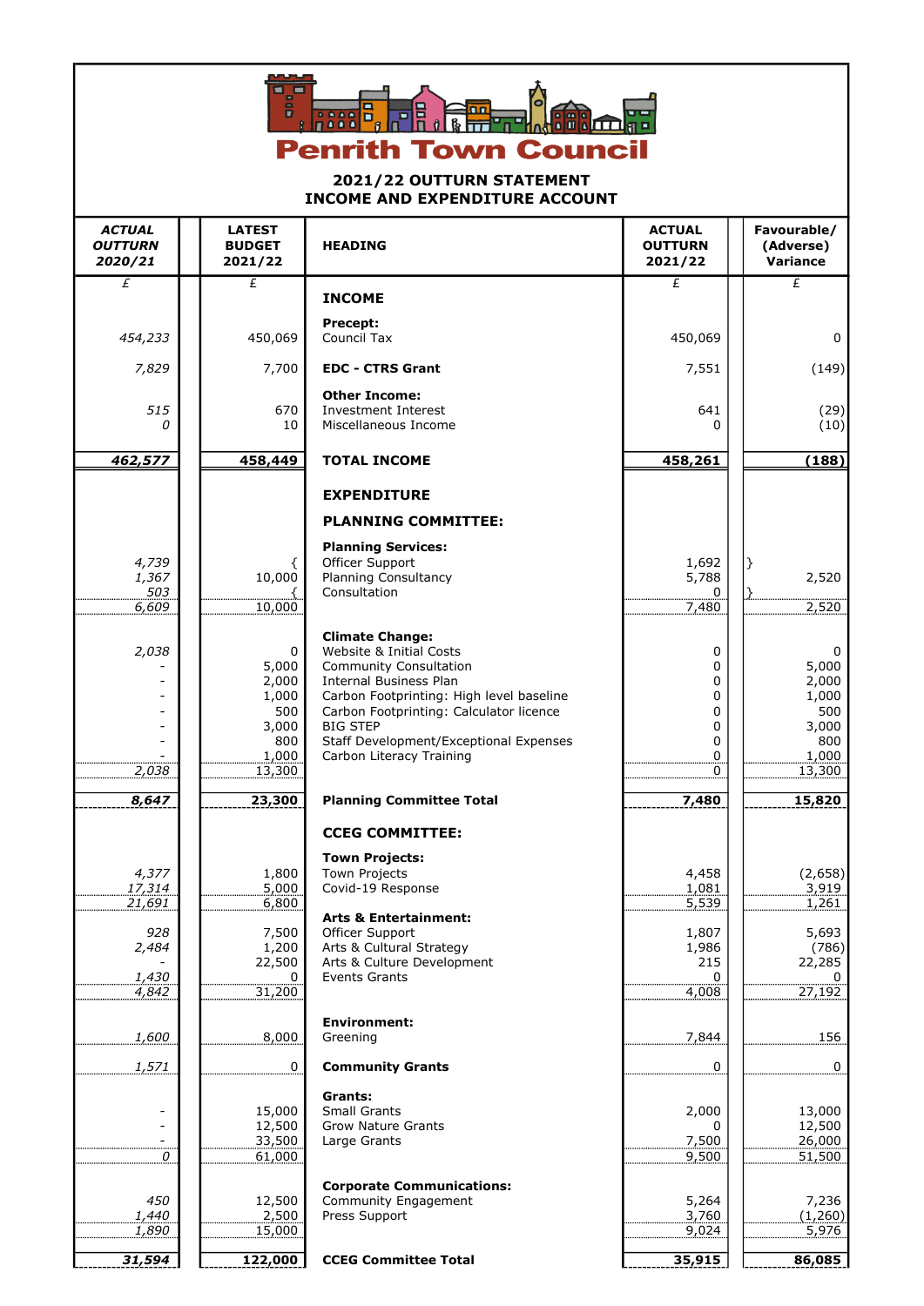# Penrith Town Council

## 2021/22 OUTTURN STATEMENT
## INCOME AND EXPENDITURE ACCOUNT

| *ACTUAL OUTTURN 2020/21* | LATEST BUDGET 2021/22 | HEADING | ACTUAL OUTTURN 2021/22 | Favourable/ (Adverse) Variance |
|---|---|---|---|---|
| £ | £ | | £ | £ |
| | | **INCOME** | | |
| | | **Precept:** | | |
| *454,233* | 450,069 | Council Tax | 450,069 | 0 |
| *7,829* | 7,700 | **EDC - CTRS Grant** | 7,551 | (149) |
| | | **Other Income:** | | |
| *515* | 670 | Investment Interest | 641 | (29) |
| *0* | 10 | Miscellaneous Income | 0 | (10) |
| ***462,577*** | **458,449** | **TOTAL INCOME** | **458,261** | **(188)** |
| | | **EXPENDITURE** | | |
| | | **PLANNING COMMITTEE:** | | |
| | | **Planning Services:** | | |
| *4,739* | { | Officer Support | 1,692 | } |
| *1,367* | 10,000 | Planning Consultancy | 5,788 | 2,520 |
| *503* | { | Consultation | 0 | } |
| *6,609* | 10,000 | | 7,480 | 2,520 |
| | | **Climate Change:** | | |
| *2,038* | 0 | Website & Initial Costs | 0 | 0 |
| - | 5,000 | Community Consultation | 0 | 5,000 |
| - | 2,000 | Internal Business Plan | 0 | 2,000 |
| - | 1,000 | Carbon Footprinting: High level baseline | 0 | 1,000 |
| - | 500 | Carbon Footprinting: Calculator licence | 0 | 500 |
| - | 3,000 | BIG STEP | 0 | 3,000 |
| - | 800 | Staff Development/Exceptional Expenses | 0 | 800 |
| - | 1,000 | Carbon Literacy Training | 0 | 1,000 |
| *2,038* | 13,300 | | 0 | 13,300 |
| ***8,647*** | **23,300** | **Planning Committee Total** | **7,480** | **15,820** |
| | | **CCEG COMMITTEE:** | | |
| | | **Town Projects:** | | |
| *4,377* | 1,800 | Town Projects | 4,458 | (2,658) |
| *17,314* | 5,000 | Covid-19 Response | 1,081 | 3,919 |
| *21,691* | 6,800 | | 5,539 | 1,261 |
| | | **Arts & Entertainment:** | | |
| *928* | 7,500 | Officer Support | 1,807 | 5,693 |
| *2,484* | 1,200 | Arts & Cultural Strategy | 1,986 | (786) |
| - | 22,500 | Arts & Culture Development | 215 | 22,285 |
| *1,430* | 0 | Events Grants | 0 | 0 |
| *4,842* | 31,200 | | 4,008 | 27,192 |
| | | **Environment:** | | |
| *1,600* | 8,000 | Greening | 7,844 | 156 |
| *1,571* | 0 | **Community Grants** | 0 | 0 |
| | | **Grants:** | | |
| - | 15,000 | Small Grants | 2,000 | 13,000 |
| - | 12,500 | Grow Nature Grants | 0 | 12,500 |
| - | 33,500 | Large Grants | 7,500 | 26,000 |
| *0* | 61,000 | | 9,500 | 51,500 |
| | | **Corporate Communications:** | | |
| *450* | 12,500 | Community Engagement | 5,264 | 7,236 |
| *1,440* | 2,500 | Press Support | 3,760 | (1,260) |
| *1,890* | 15,000 | | 9,024 | 5,976 |
| ***31,594*** | **122,000** | **CCEG Committee Total** | **35,915** | **86,085** |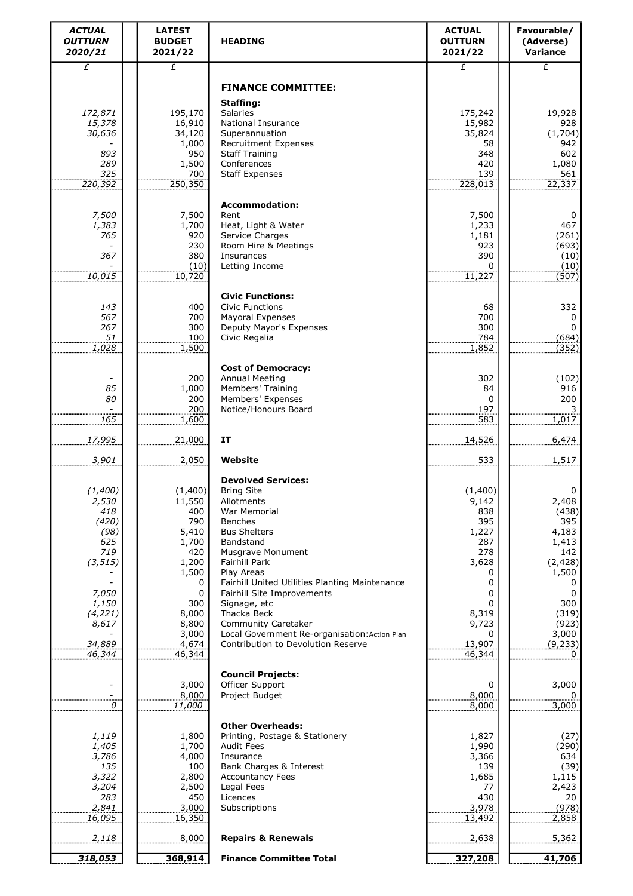| *ACTUAL OUTTURN 2020/21* | LATEST BUDGET 2021/22 | HEADING | ACTUAL OUTTURN 2021/22 | Favourable/ (Adverse) Variance |
|---|---|---|---|---|
| *£* | £ | | £ | £ |
| | | **FINANCE COMMITTEE:** | | |
| | | **Staffing:** | | |
| *172,871* | 195,170 | Salaries | 175,242 | 19,928 |
| *15,378* | 16,910 | National Insurance | 15,982 | 928 |
| *30,636* | 34,120 | Superannuation | 35,824 | (1,704) |
| *-* | 1,000 | Recruitment Expenses | 58 | 942 |
| *893* | 950 | Staff Training | 348 | 602 |
| *289* | 1,500 | Conferences | 420 | 1,080 |
| *325* | 700 | Staff Expenses | 139 | 561 |
| *220,392* | 250,350 | | 228,013 | 22,337 |
| | | **Accommodation:** | | |
| *7,500* | 7,500 | Rent | 7,500 | 0 |
| *1,383* | 1,700 | Heat, Light & Water | 1,233 | 467 |
| *765* | 920 | Service Charges | 1,181 | (261) |
| *-* | 230 | Room Hire & Meetings | 923 | (693) |
| *367* | 380 | Insurances | 390 | (10) |
| *-* | (10) | Letting Income | 0 | (10) |
| *10,015* | 10,720 | | 11,227 | (507) |
| | | **Civic Functions:** | | |
| *143* | 400 | Civic Functions | 68 | 332 |
| *567* | 700 | Mayoral Expenses | 700 | 0 |
| *267* | 300 | Deputy Mayor's Expenses | 300 | 0 |
| *51* | 100 | Civic Regalia | 784 | (684) |
| *1,028* | 1,500 | | 1,852 | (352) |
| | | **Cost of Democracy:** | | |
| *-* | 200 | Annual Meeting | 302 | (102) |
| *85* | 1,000 | Members' Training | 84 | 916 |
| *80* | 200 | Members' Expenses | 0 | 200 |
| *-* | 200 | Notice/Honours Board | 197 | 3 |
| *165* | 1,600 | | 583 | 1,017 |
| *17,995* | 21,000 | **IT** | 14,526 | 6,474 |
| *3,901* | 2,050 | **Website** | 533 | 1,517 |
| | | **Devolved Services:** | | |
| *(1,400)* | (1,400) | Bring Site | (1,400) | 0 |
| *2,530* | 11,550 | Allotments | 9,142 | 2,408 |
| *418* | 400 | War Memorial | 838 | (438) |
| *(420)* | 790 | Benches | 395 | 395 |
| *(98)* | 5,410 | Bus Shelters | 1,227 | 4,183 |
| *625* | 1,700 | Bandstand | 287 | 1,413 |
| *719* | 420 | Musgrave Monument | 278 | 142 |
| *(3,515)* | 1,200 | Fairhill Park | 3,628 | (2,428) |
| *-* | 1,500 | Play Areas | 0 | 1,500 |
| *-* | 0 | Fairhill United Utilities Planting Maintenance | 0 | 0 |
| *7,050* | 0 | Fairhill Site Improvements | 0 | 0 |
| *1,150* | 300 | Signage, etc | 0 | 300 |
| *(4,221)* | 8,000 | Thacka Beck | 8,319 | (319) |
| *8,617* | 8,800 | Community Caretaker | 9,723 | (923) |
| *-* | 3,000 | Local Government Re-organisation:Action Plan | 0 | 3,000 |
| *34,889* | 4,674 | Contribution to Devolution Reserve | 13,907 | (9,233) |
| *46,344* | 46,344 | | 46,344 | 0 |
| | | **Council Projects:** | | |
| *-* | 3,000 | Officer Support | 0 | 3,000 |
| *-* | 8,000 | Project Budget | 8,000 | 0 |
| *0* | *11,000* | | 8,000 | 3,000 |
| | | **Other Overheads:** | | |
| *1,119* | 1,800 | Printing, Postage & Stationery | 1,827 | (27) |
| *1,405* | 1,700 | Audit Fees | 1,990 | (290) |
| *3,786* | 4,000 | Insurance | 3,366 | 634 |
| *135* | 100 | Bank Charges & Interest | 139 | (39) |
| *3,322* | 2,800 | Accountancy Fees | 1,685 | 1,115 |
| *3,204* | 2,500 | Legal Fees | 77 | 2,423 |
| *283* | 450 | Licences | 430 | 20 |
| *2,841* | 3,000 | Subscriptions | 3,978 | (978) |
| *16,095* | 16,350 | | 13,492 | 2,858 |
| *2,118* | 8,000 | **Repairs & Renewals** | 2,638 | 5,362 |
| ***318,053*** | **368,914** | **Finance Committee Total** | **327,208** | **41,706** |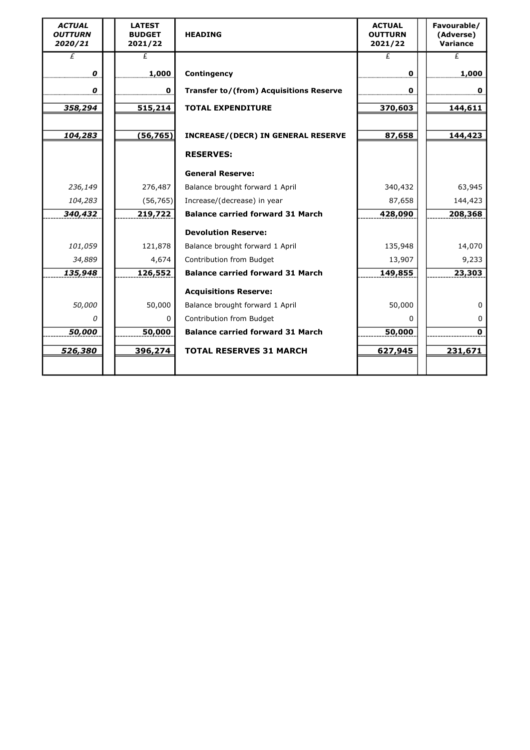| *ACTUAL OUTTURN 2020/21* | | LATEST BUDGET 2021/22 | HEADING | ACTUAL OUTTURN 2021/22 | | Favourable/ (Adverse) Variance |
|---|---|---|---|---|---|---|
| *£* | | £ | | £ | | £ |
| ***0*** | | **1,000** | **Contingency** | **0** | | **1,000** |
| ***0*** | | **0** | **Transfer to/(from) Acquisitions Reserve** | **0** | | **0** |
| ***358,294*** | | **515,214** | **TOTAL EXPENDITURE** | **370,603** | | **144,611** |
| | | | | | | |
| ***104,283*** | | **(56,765)** | **INCREASE/(DECR) IN GENERAL RESERVE** | **87,658** | | **144,423** |
| | | | **RESERVES:** | | | |
| | | | **General Reserve:** | | | |
| *236,149* | | 276,487 | Balance brought forward 1 April | 340,432 | | 63,945 |
| *104,283* | | (56,765) | Increase/(decrease) in year | 87,658 | | 144,423 |
| ***340,432*** | | **219,722** | **Balance carried forward 31 March** | **428,090** | | **208,368** |
| | | | **Devolution Reserve:** | | | |
| *101,059* | | 121,878 | Balance brought forward 1 April | 135,948 | | 14,070 |
| *34,889* | | 4,674 | Contribution from Budget | 13,907 | | 9,233 |
| ***135,948*** | | **126,552** | **Balance carried forward 31 March** | **149,855** | | **23,303** |
| | | | **Acquisitions Reserve:** | | | |
| *50,000* | | 50,000 | Balance brought forward 1 April | 50,000 | | 0 |
| *0* | | 0 | Contribution from Budget | 0 | | 0 |
| ***50,000*** | | **50,000** | **Balance carried forward 31 March** | **50,000** | | **0** |
| ***526,380*** | | **396,274** | **TOTAL RESERVES 31 MARCH** | **627,945** | | **231,671** |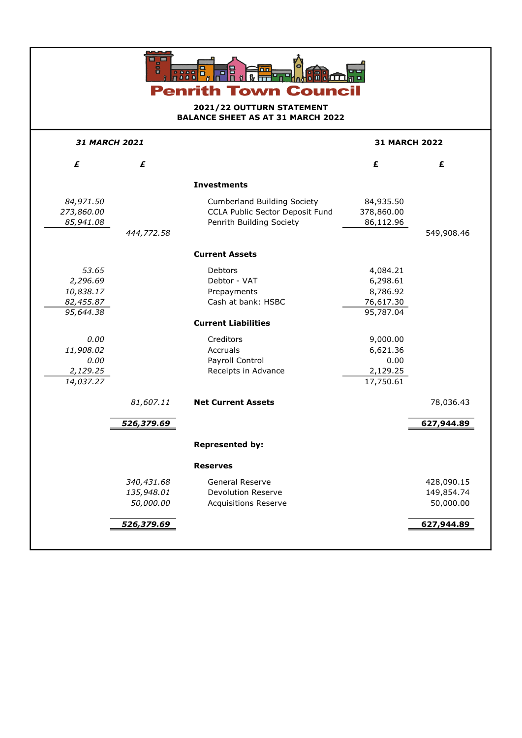# Penrith Town Council

**2021/22 OUTTURN STATEMENT**
**BALANCE SHEET AS AT 31 MARCH 2022**

| *31 MARCH 2021* | | | 31 MARCH 2022 | |
|---|---|---|---|---|
| *£* | *£* | | £ | £ |
| | | **Investments** | | |
| *84,971.50* | | Cumberland Building Society | 84,935.50 | |
| *273,860.00* | | CCLA Public Sector Deposit Fund | 378,860.00 | |
| *85,941.08* | | Penrith Building Society | 86,112.96 | |
| | *444,772.58* | | | 549,908.46 |
| | | **Current Assets** | | |
| *53.65* | | Debtors | 4,084.21 | |
| *2,296.69* | | Debtor - VAT | 6,298.61 | |
| *10,838.17* | | Prepayments | 8,786.92 | |
| *82,455.87* | | Cash at bank: HSBC | 76,617.30 | |
| *95,644.38* | | | 95,787.04 | |
| | | **Current Liabilities** | | |
| *0.00* | | Creditors | 9,000.00 | |
| *11,908.02* | | Accruals | 6,621.36 | |
| *0.00* | | Payroll Control | 0.00 | |
| *2,129.25* | | Receipts in Advance | 2,129.25 | |
| *14,037.27* | | | 17,750.61 | |
| | *81,607.11* | **Net Current Assets** | | 78,036.43 |
| | ***526,379.69*** | | | **627,944.89** |
| | | **Represented by:** | | |
| | | **Reserves** | | |
| | *340,431.68* | General Reserve | | 428,090.15 |
| | *135,948.01* | Devolution Reserve | | 149,854.74 |
| | *50,000.00* | Acquisitions Reserve | | 50,000.00 |
| | ***526,379.69*** | | | **627,944.89** |